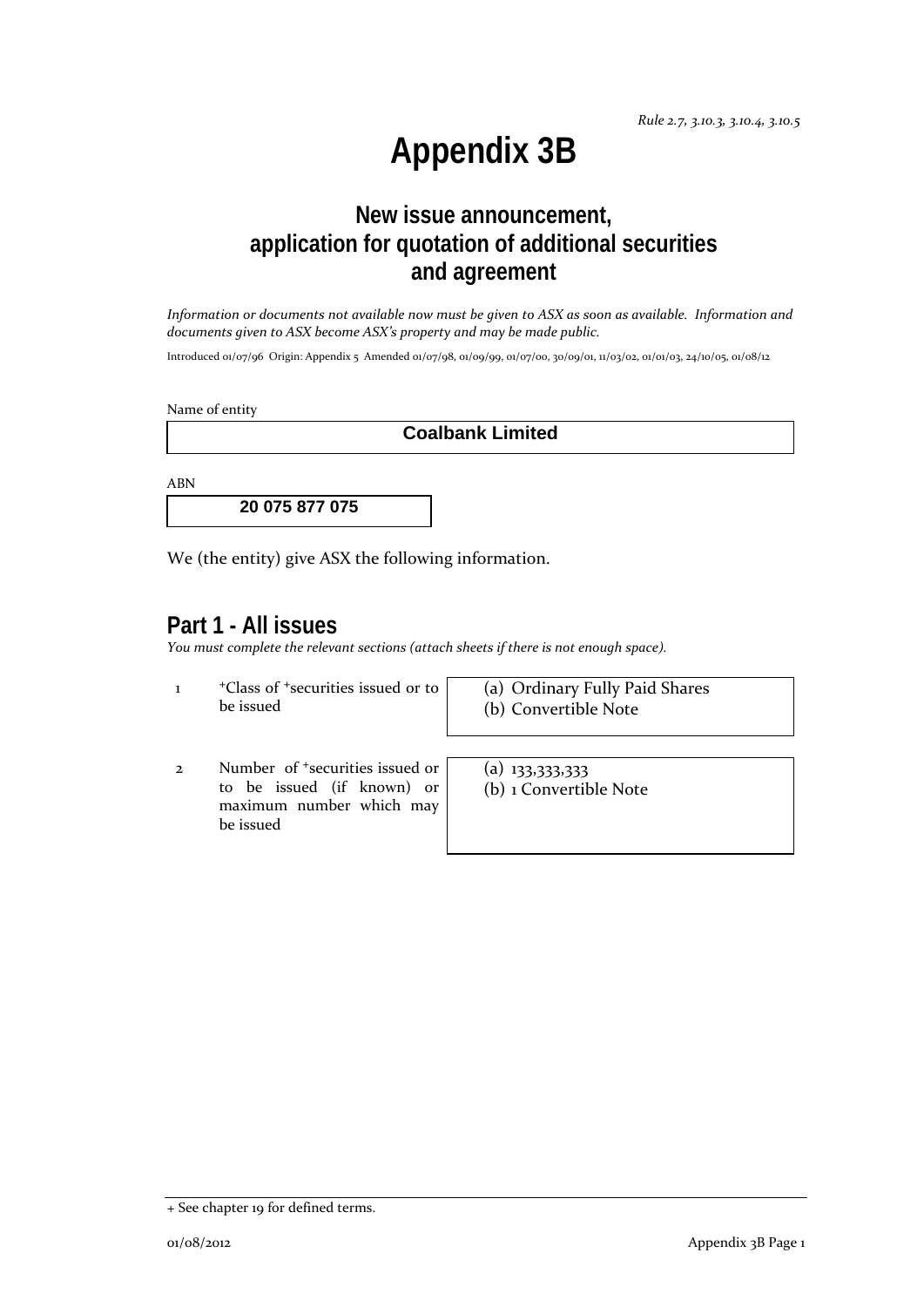*Rule 2.7, 3.10.3, 3.10.4, 3.10.5*

# Appendix 3B

## New issue announcement, application for quotation of additional securities and agreement

*Information or documents not available now must be given to ASX as soon as available. Information and documents given to ASX become ASX's property and may be made public.*

Introduced 01/07/96 Origin: Appendix 5 Amended 01/07/98, 01/09/99, 01/07/00, 30/09/01, 11/03/02, 01/01/03, 24/10/05, 01/08/12

Name of entity

**Coalbank Limited**

ABN

**20 075 877 075**

We (the entity) give ASX the following information.

## Part 1 - All issues

*You must complete the relevant sections (attach sheets if there is not enough space).*

| | | |
|---|---|---|
| 1 | +Class of +securities issued or to be issued | (a) Ordinary Fully Paid Shares<br>(b) Convertible Note |
| 2 | Number of +securities issued or to be issued (if known) or maximum number which may be issued | (a) 133,333,333<br>(b) 1 Convertible Note |

+ See chapter 19 for defined terms.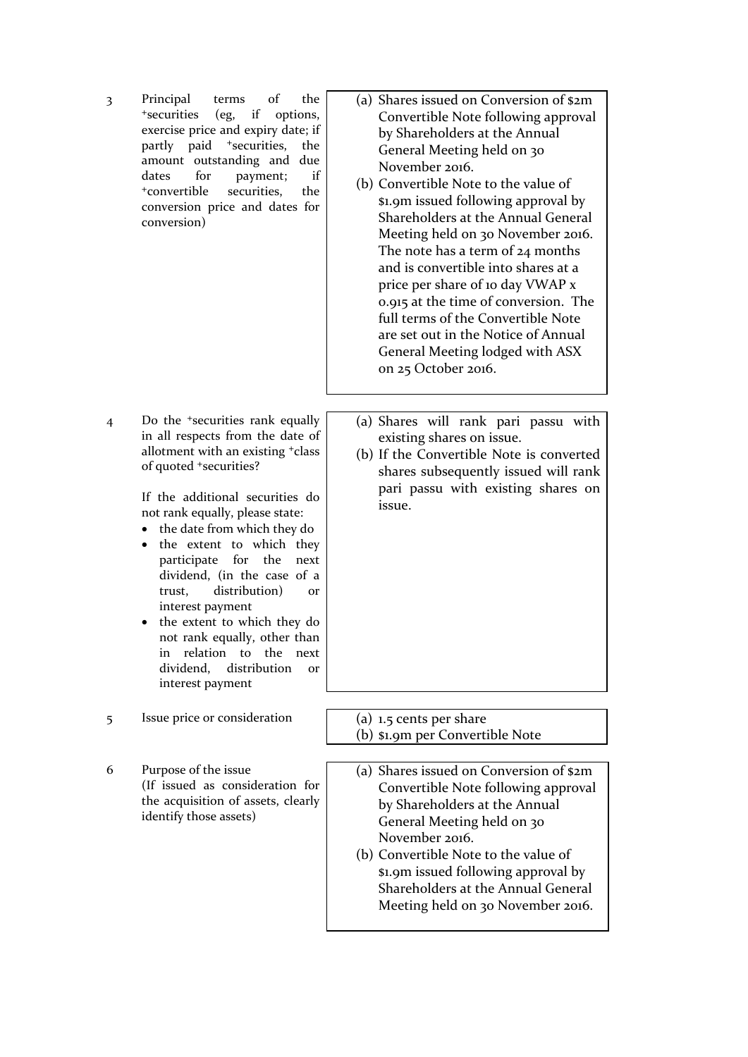| | | |
|---|---|---|
| 3 | Principal terms of the +securities (eg, if options, exercise price and expiry date; if partly paid +securities, the amount outstanding and due dates for payment; if +convertible securities, the conversion price and dates for conversion) | (a) Shares issued on Conversion of $2m Convertible Note following approval by Shareholders at the Annual General Meeting held on 30 November 2016.<br>(b) Convertible Note to the value of $1.9m issued following approval by Shareholders at the Annual General Meeting held on 30 November 2016. The note has a term of 24 months and is convertible into shares at a price per share of 10 day VWAP x 0.915 at the time of conversion. The full terms of the Convertible Note are set out in the Notice of Annual General Meeting lodged with ASX on 25 October 2016. |
| 4 | Do the +securities rank equally in all respects from the date of allotment with an existing +class of quoted +securities?<br><br>If the additional securities do not rank equally, please state:<br>• the date from which they do<br>• the extent to which they participate for the next dividend, (in the case of a trust, distribution) or interest payment<br>• the extent to which they do not rank equally, other than in relation to the next dividend, distribution or interest payment | (a) Shares will rank pari passu with existing shares on issue.<br>(b) If the Convertible Note is converted shares subsequently issued will rank pari passu with existing shares on issue. |
| 5 | Issue price or consideration | (a) 1.5 cents per share<br>(b) $1.9m per Convertible Note |
| 6 | Purpose of the issue<br>(If issued as consideration for the acquisition of assets, clearly identify those assets) | (a) Shares issued on Conversion of $2m Convertible Note following approval by Shareholders at the Annual General Meeting held on 30 November 2016.<br>(b) Convertible Note to the value of $1.9m issued following approval by Shareholders at the Annual General Meeting held on 30 November 2016. |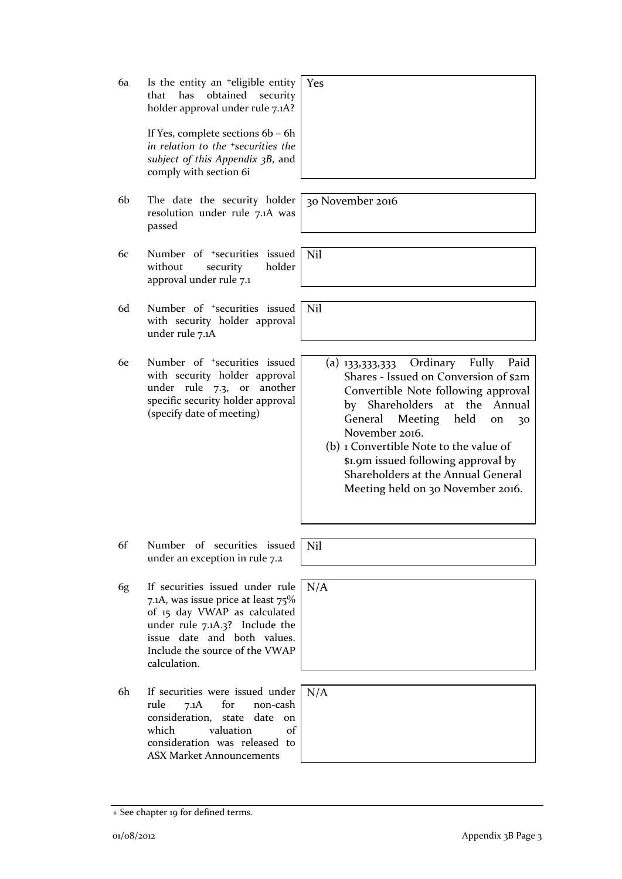| | | |
|---|---|---|
| 6a | Is the entity an +eligible entity that has obtained security holder approval under rule 7.1A?<br><br>If Yes, complete sections 6b – 6h *in relation to the +securities the subject of this Appendix 3B*, and comply with section 6i | Yes |
| 6b | The date the security holder resolution under rule 7.1A was passed | 30 November 2016 |
| 6c | Number of +securities issued without security holder approval under rule 7.1 | Nil |
| 6d | Number of +securities issued with security holder approval under rule 7.1A | Nil |
| 6e | Number of +securities issued with security holder approval under rule 7.3, or another specific security holder approval (specify date of meeting) | (a) 133,333,333 Ordinary Fully Paid Shares - Issued on Conversion of $2m Convertible Note following approval by Shareholders at the Annual General Meeting held on 30 November 2016.<br>(b) 1 Convertible Note to the value of $1.9m issued following approval by Shareholders at the Annual General Meeting held on 30 November 2016. |
| 6f | Number of securities issued under an exception in rule 7.2 | Nil |
| 6g | If securities issued under rule 7.1A, was issue price at least 75% of 15 day VWAP as calculated under rule 7.1A.3? Include the issue date and both values. Include the source of the VWAP calculation. | N/A |
| 6h | If securities were issued under rule 7.1A for non-cash consideration, state date on which valuation of consideration was released to ASX Market Announcements | N/A |

+ See chapter 19 for defined terms.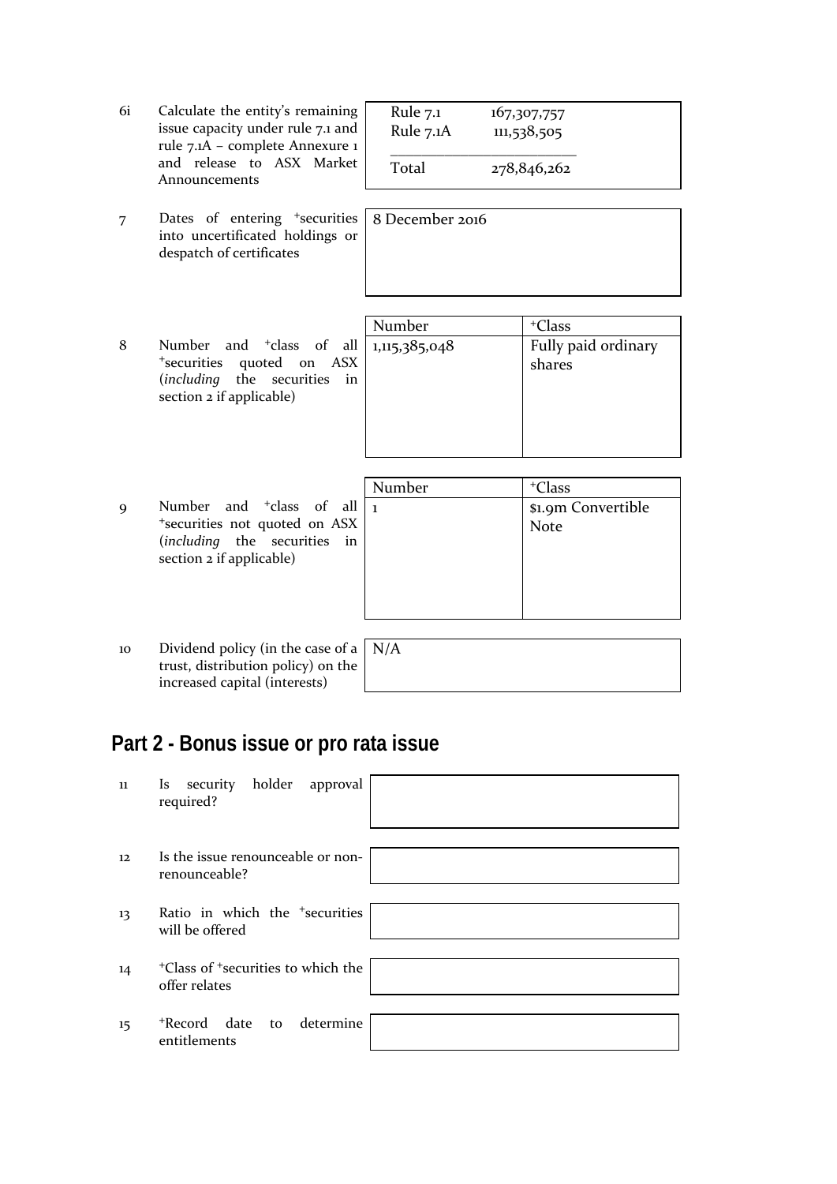| | | |
|---|---|---|
| 6i | Calculate the entity's remaining issue capacity under rule 7.1 and rule 7.1A – complete Annexure 1 and release to ASX Market Announcements | Rule 7.1 167,307,757<br>Rule 7.1A 111,538,505<br>Total 278,846,262 |
| 7 | Dates of entering +securities into uncertificated holdings or despatch of certificates | 8 December 2016 |

| | | Number | +Class |
|---|---|---|---|
| 8 | Number and +class of all +securities quoted on ASX (*including* the securities in section 2 if applicable) | 1,115,385,048 | Fully paid ordinary shares |

| | | Number | +Class |
|---|---|---|---|
| 9 | Number and +class of all +securities not quoted on ASX (*including* the securities in section 2 if applicable) | 1 | $1.9m Convertible Note |

| | | |
|---|---|---|
| 10 | Dividend policy (in the case of a trust, distribution policy) on the increased capital (interests) | N/A |

## Part 2 - Bonus issue or pro rata issue

| | | |
|---|---|---|
| 11 | Is security holder approval required? | |
| 12 | Is the issue renounceable or non-renounceable? | |
| 13 | Ratio in which the +securities will be offered | |
| 14 | +Class of +securities to which the offer relates | |
| 15 | +Record date to determine entitlements | |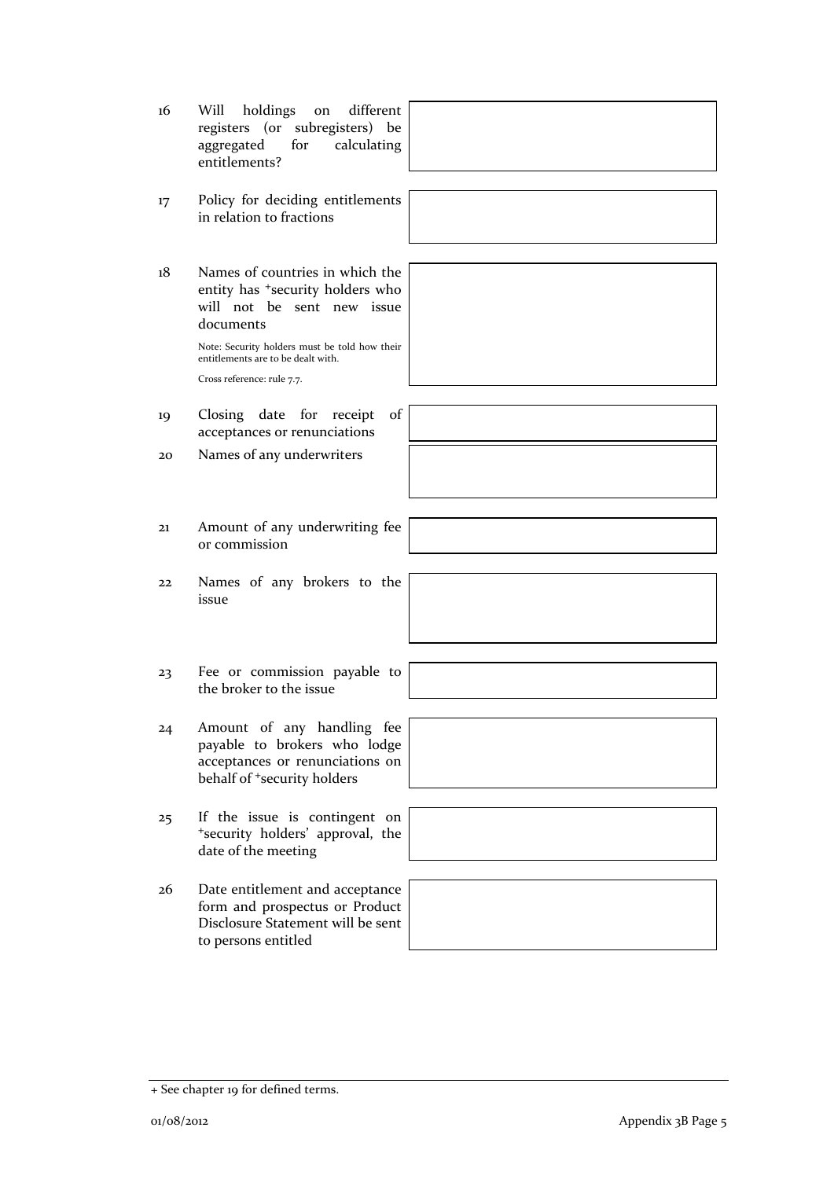| | | |
|---|---|---|
| 16 | Will holdings on different registers (or subregisters) be aggregated for calculating entitlements? | |
| 17 | Policy for deciding entitlements in relation to fractions | |
| 18 | Names of countries in which the entity has +security holders who will not be sent new issue documents<br><br>Note: Security holders must be told how their entitlements are to be dealt with.<br><br>Cross reference: rule 7.7. | |
| 19 | Closing date for receipt of acceptances or renunciations | |
| 20 | Names of any underwriters | |
| 21 | Amount of any underwriting fee or commission | |
| 22 | Names of any brokers to the issue | |
| 23 | Fee or commission payable to the broker to the issue | |
| 24 | Amount of any handling fee payable to brokers who lodge acceptances or renunciations on behalf of +security holders | |
| 25 | If the issue is contingent on +security holders' approval, the date of the meeting | |
| 26 | Date entitlement and acceptance form and prospectus or Product Disclosure Statement will be sent to persons entitled | |

+ See chapter 19 for defined terms.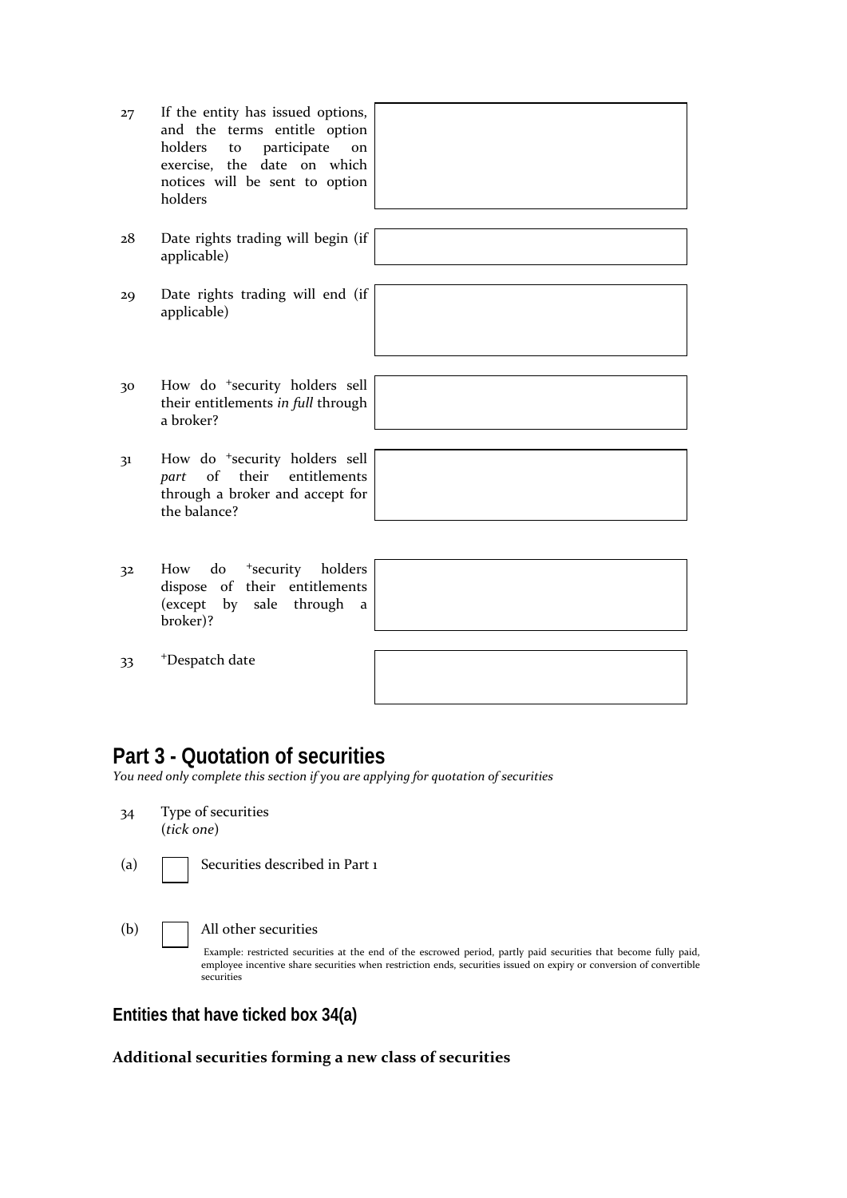| | | |
|---|---|---|
| 27 | If the entity has issued options, and the terms entitle option holders to participate on exercise, the date on which notices will be sent to option holders | |
| 28 | Date rights trading will begin (if applicable) | |
| 29 | Date rights trading will end (if applicable) | |
| 30 | How do +security holders sell their entitlements *in full* through a broker? | |
| 31 | How do +security holders sell *part* of their entitlements through a broker and accept for the balance? | |
| 32 | How do +security holders dispose of their entitlements (except by sale through a broker)? | |
| 33 | +Despatch date | |

## Part 3 - Quotation of securities

*You need only complete this section if you are applying for quotation of securities*

34 Type of securities
(*tick one*)

(a) ☐ Securities described in Part 1

(b) ☐ All other securities

Example: restricted securities at the end of the escrowed period, partly paid securities that become fully paid, employee incentive share securities when restriction ends, securities issued on expiry or conversion of convertible securities

### Entities that have ticked box 34(a)

**Additional securities forming a new class of securities**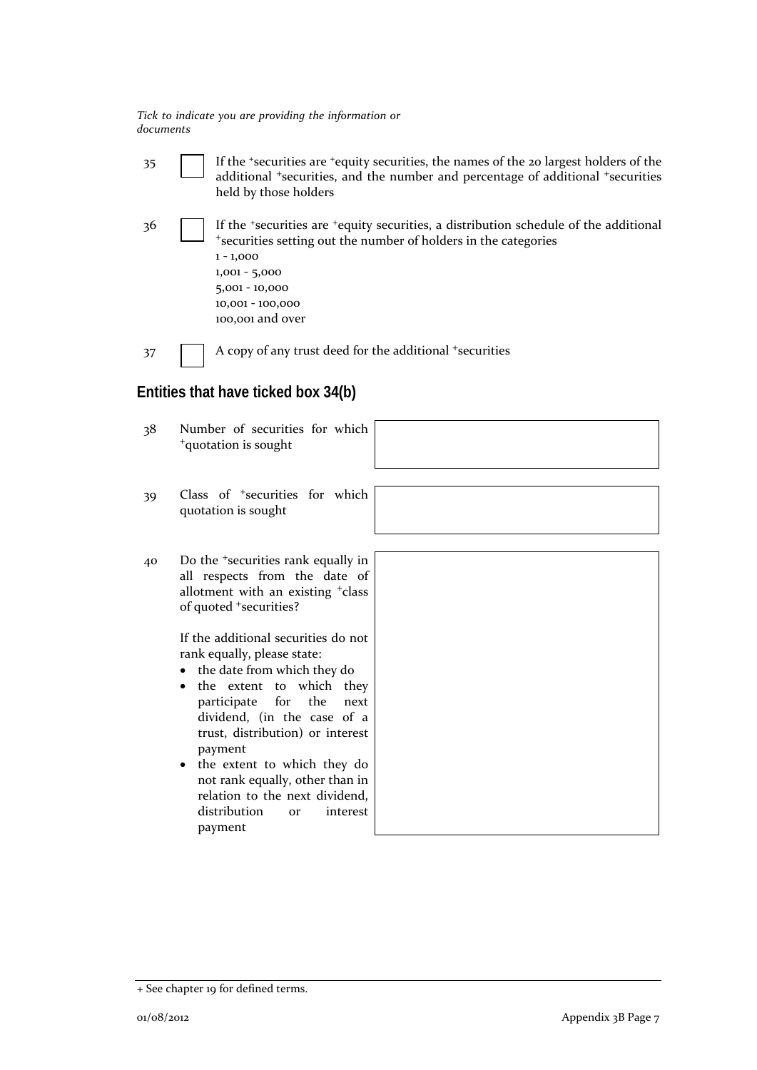*Tick to indicate you are providing the information or documents*

| | | |
|---|---|---|
| 35 | ☐ | If the +securities are +equity securities, the names of the 20 largest holders of the additional +securities, and the number and percentage of additional +securities held by those holders |
| 36 | ☐ | If the +securities are +equity securities, a distribution schedule of the additional +securities setting out the number of holders in the categories<br>1 - 1,000<br>1,001 - 5,000<br>5,001 - 10,000<br>10,001 - 100,000<br>100,001 and over |
| 37 | ☐ | A copy of any trust deed for the additional +securities |

## Entities that have ticked box 34(b)

| | | |
|---|---|---|
| 38 | Number of securities for which +quotation is sought | |
| 39 | Class of +securities for which quotation is sought | |
| 40 | Do the +securities rank equally in all respects from the date of allotment with an existing +class of quoted +securities?<br><br>If the additional securities do not rank equally, please state:<br>• the date from which they do<br>• the extent to which they participate for the next dividend, (in the case of a trust, distribution) or interest payment<br>• the extent to which they do not rank equally, other than in relation to the next dividend, distribution or interest payment | |

+ See chapter 19 for defined terms.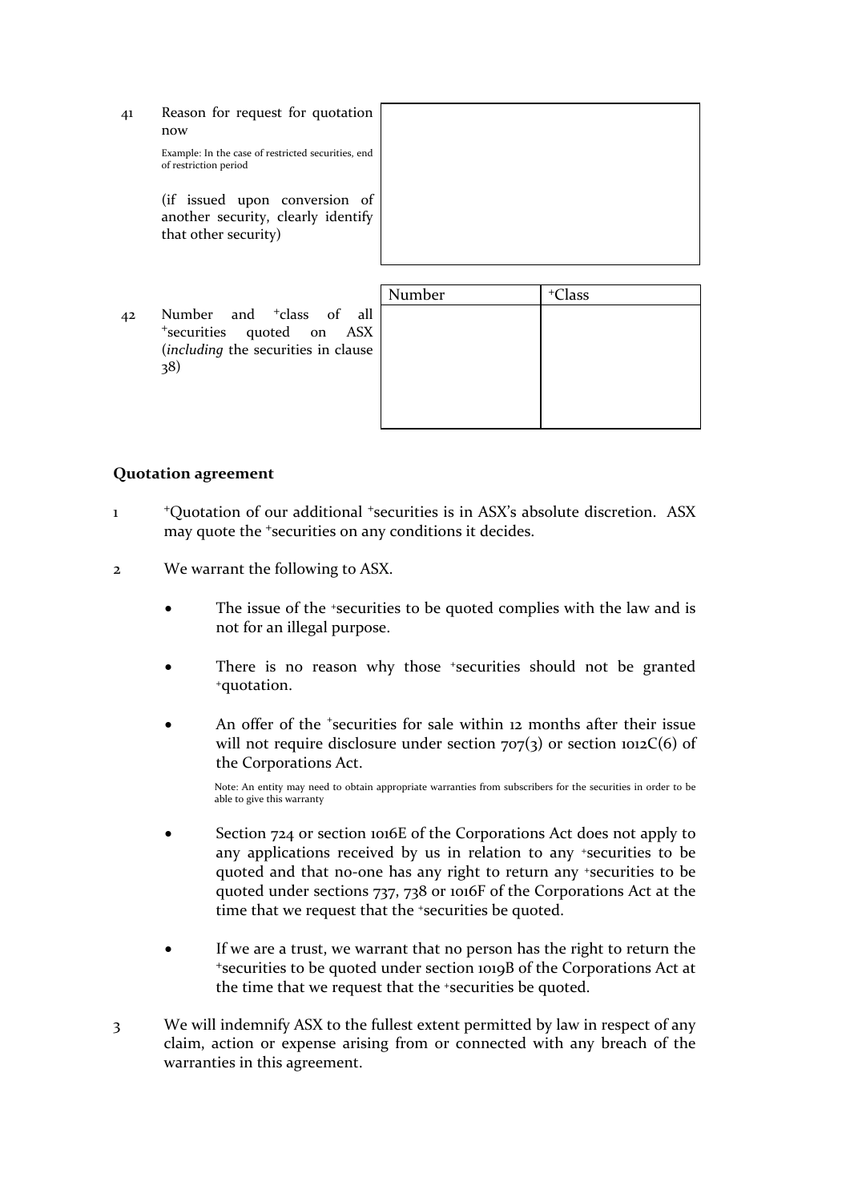41 Reason for request for quotation now

Example: In the case of restricted securities, end of restriction period

(if issued upon conversion of another security, clearly identify that other security)

| |
|---|
| |

42 Number and +class of all +securities quoted on ASX (*including* the securities in clause 38)

| Number | +Class |
|---|---|
| | |

## Quotation agreement

1 +Quotation of our additional +securities is in ASX's absolute discretion. ASX may quote the +securities on any conditions it decides.

2 We warrant the following to ASX.

- The issue of the +securities to be quoted complies with the law and is not for an illegal purpose.

- There is no reason why those +securities should not be granted +quotation.

- An offer of the +securities for sale within 12 months after their issue will not require disclosure under section 707(3) or section 1012C(6) of the Corporations Act.

  Note: An entity may need to obtain appropriate warranties from subscribers for the securities in order to be able to give this warranty

- Section 724 or section 1016E of the Corporations Act does not apply to any applications received by us in relation to any +securities to be quoted and that no-one has any right to return any +securities to be quoted under sections 737, 738 or 1016F of the Corporations Act at the time that we request that the +securities be quoted.

- If we are a trust, we warrant that no person has the right to return the +securities to be quoted under section 1019B of the Corporations Act at the time that we request that the +securities be quoted.

3 We will indemnify ASX to the fullest extent permitted by law in respect of any claim, action or expense arising from or connected with any breach of the warranties in this agreement.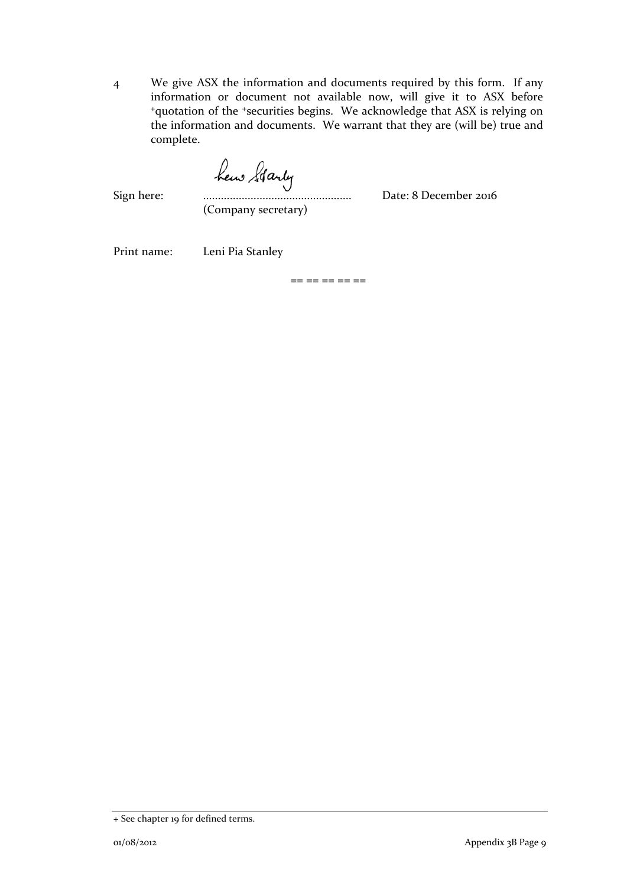4 We give ASX the information and documents required by this form. If any information or document not available now, will give it to ASX before +quotation of the +securities begins. We acknowledge that ASX is relying on the information and documents. We warrant that they are (will be) true and complete.

Sign here: ................................................. Date: 8 December 2016
(Company secretary)

Print name: Leni Pia Stanley

== == == == ==

+ See chapter 19 for defined terms.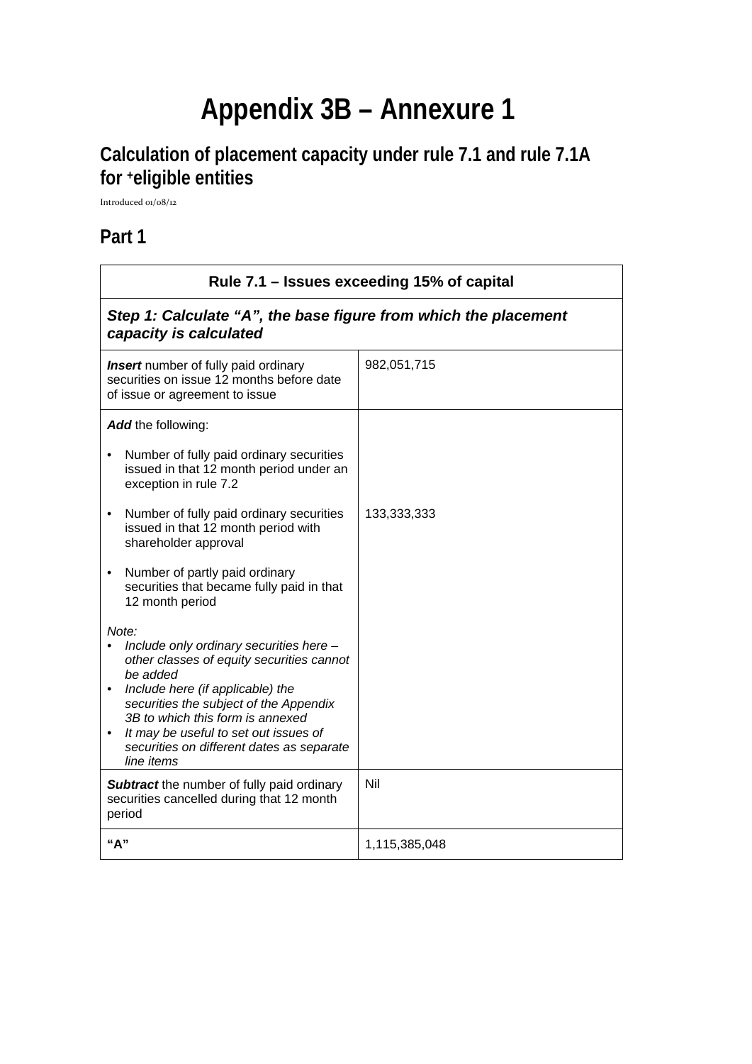# Appendix 3B – Annexure 1

## Calculation of placement capacity under rule 7.1 and rule 7.1A for +eligible entities

Introduced 01/08/12

## Part 1

| Rule 7.1 – Issues exceeding 15% of capital | |
|---|---|
| ***Step 1: Calculate "A", the base figure from which the placement capacity is calculated*** | |
| ***Insert*** number of fully paid ordinary securities on issue 12 months before date of issue or agreement to issue | 982,051,715 |
| ***Add*** the following:<br>• Number of fully paid ordinary securities issued in that 12 month period under an exception in rule 7.2<br>• Number of fully paid ordinary securities issued in that 12 month period with shareholder approval<br>• Number of partly paid ordinary securities that became fully paid in that 12 month period<br>*Note:*<br>• *Include only ordinary securities here – other classes of equity securities cannot be added*<br>• *Include here (if applicable) the securities the subject of the Appendix 3B to which this form is annexed*<br>• *It may be useful to set out issues of securities on different dates as separate line items* | 133,333,333 |
| ***Subtract*** the number of fully paid ordinary securities cancelled during that 12 month period | Nil |
| **"A"** | 1,115,385,048 |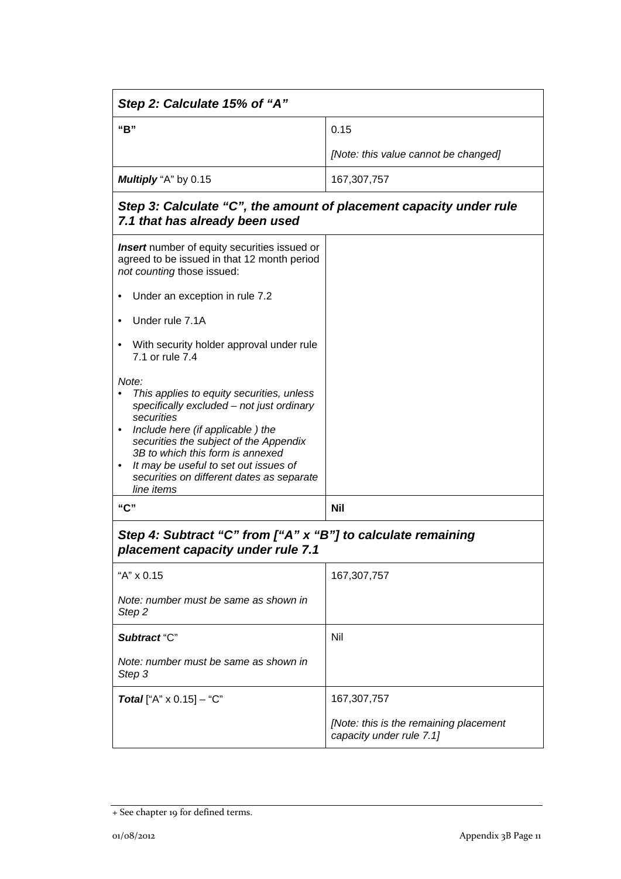| *Step 2: Calculate 15% of "A"* | |
|---|---|
| **"B"** | 0.15<br><br>*[Note: this value cannot be changed]* |
| ***Multiply*** "A" by 0.15 | 167,307,757 |
| ***Step 3: Calculate "C", the amount of placement capacity under rule 7.1 that has already been used*** | |
| ***Insert*** number of equity securities issued or agreed to be issued in that 12 month period *not counting* those issued:<br><br>• Under an exception in rule 7.2<br><br>• Under rule 7.1A<br><br>• With security holder approval under rule 7.1 or rule 7.4<br><br>*Note:*<br>• *This applies to equity securities, unless specifically excluded – not just ordinary securities*<br>• *Include here (if applicable ) the securities the subject of the Appendix 3B to which this form is annexed*<br>• *It may be useful to set out issues of securities on different dates as separate line items* | |
| **"C"** | **Nil** |
| ***Step 4: Subtract "C" from ["A" x "B"] to calculate remaining placement capacity under rule 7.1*** | |
| "A" x 0.15<br><br>*Note: number must be same as shown in Step 2* | 167,307,757 |
| ***Subtract*** "C"<br><br>*Note: number must be same as shown in Step 3* | Nil |
| ***Total*** ["A" x 0.15] – "C" | 167,307,757<br><br>*[Note: this is the remaining placement capacity under rule 7.1]* |

+ See chapter 19 for defined terms.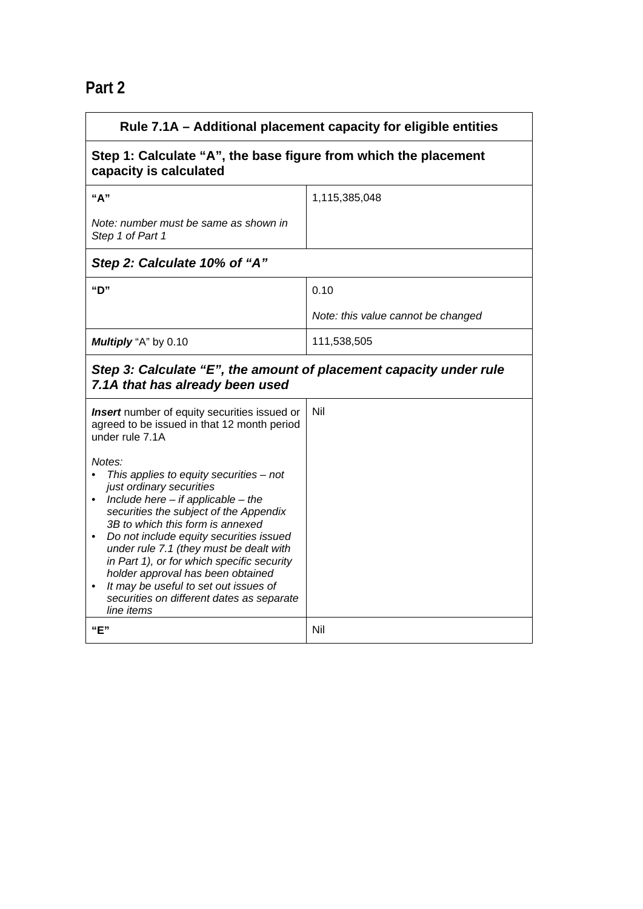## Part 2

| Rule 7.1A – Additional placement capacity for eligible entities | |
|---|---|
| **Step 1: Calculate "A", the base figure from which the placement capacity is calculated** | |
| **"A"**<br><br>*Note: number must be same as shown in Step 1 of Part 1* | 1,115,385,048 |
| ***Step 2: Calculate 10% of "A"*** | |
| **"D"** | 0.10<br><br>*Note: this value cannot be changed* |
| ***Multiply*** "A" by 0.10 | 111,538,505 |
| ***Step 3: Calculate "E", the amount of placement capacity under rule 7.1A that has already been used*** | |
| ***Insert*** number of equity securities issued or agreed to be issued in that 12 month period under rule 7.1A<br><br>*Notes:*<br>• *This applies to equity securities – not just ordinary securities*<br>• *Include here – if applicable – the securities the subject of the Appendix 3B to which this form is annexed*<br>• *Do not include equity securities issued under rule 7.1 (they must be dealt with in Part 1), or for which specific security holder approval has been obtained*<br>• *It may be useful to set out issues of securities on different dates as separate line items* | Nil |
| **"E"** | Nil |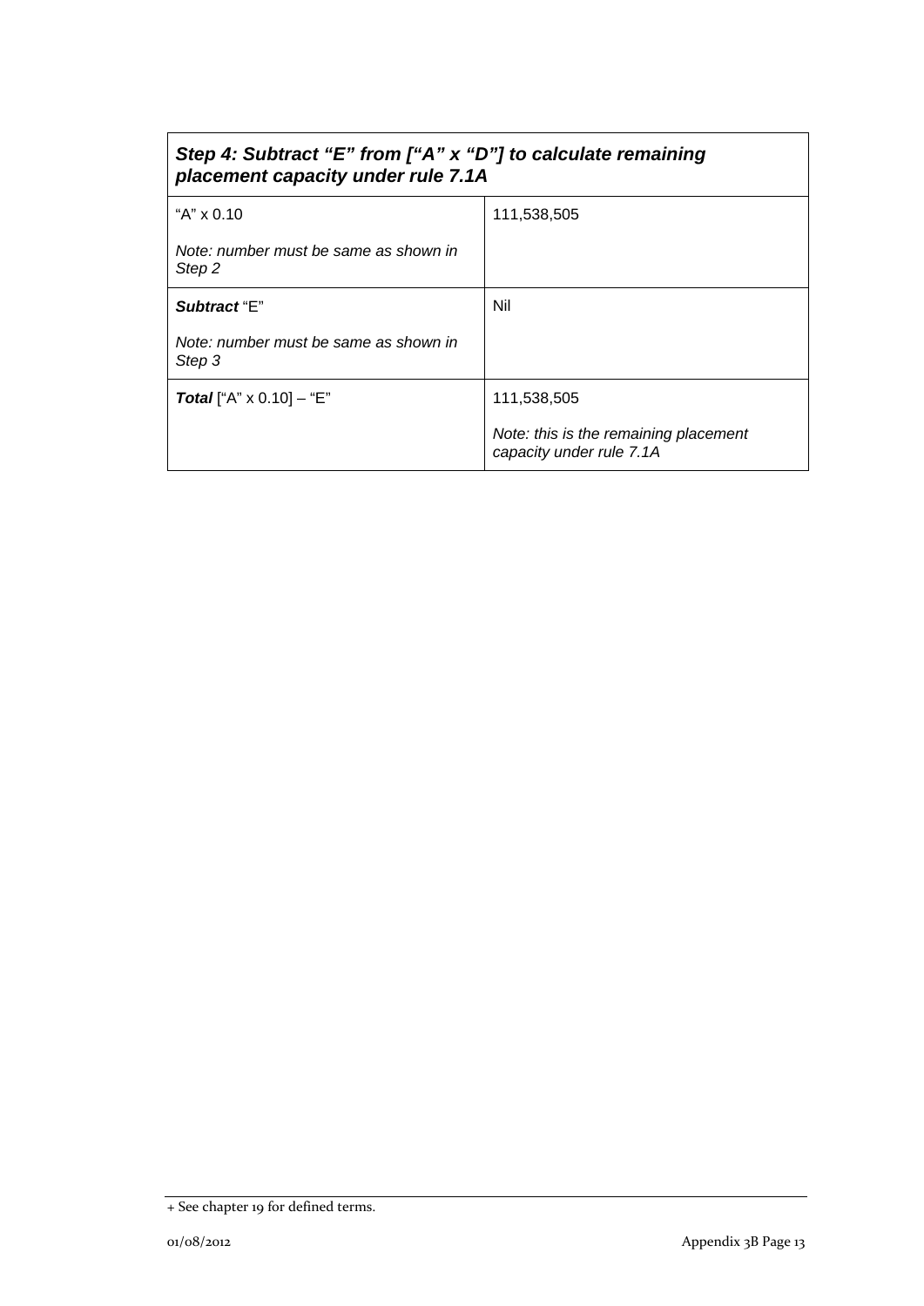| ***Step 4: Subtract "E" from ["A" x "D"] to calculate remaining placement capacity under rule 7.1A*** | |
|---|---|
| "A" x 0.10<br><br>*Note: number must be same as shown in Step 2* | 111,538,505 |
| ***Subtract*** "E"<br><br>*Note: number must be same as shown in Step 3* | Nil |
| ***Total*** ["A" x 0.10] – "E" | 111,538,505<br><br>*Note: this is the remaining placement capacity under rule 7.1A* |

+ See chapter 19 for defined terms.